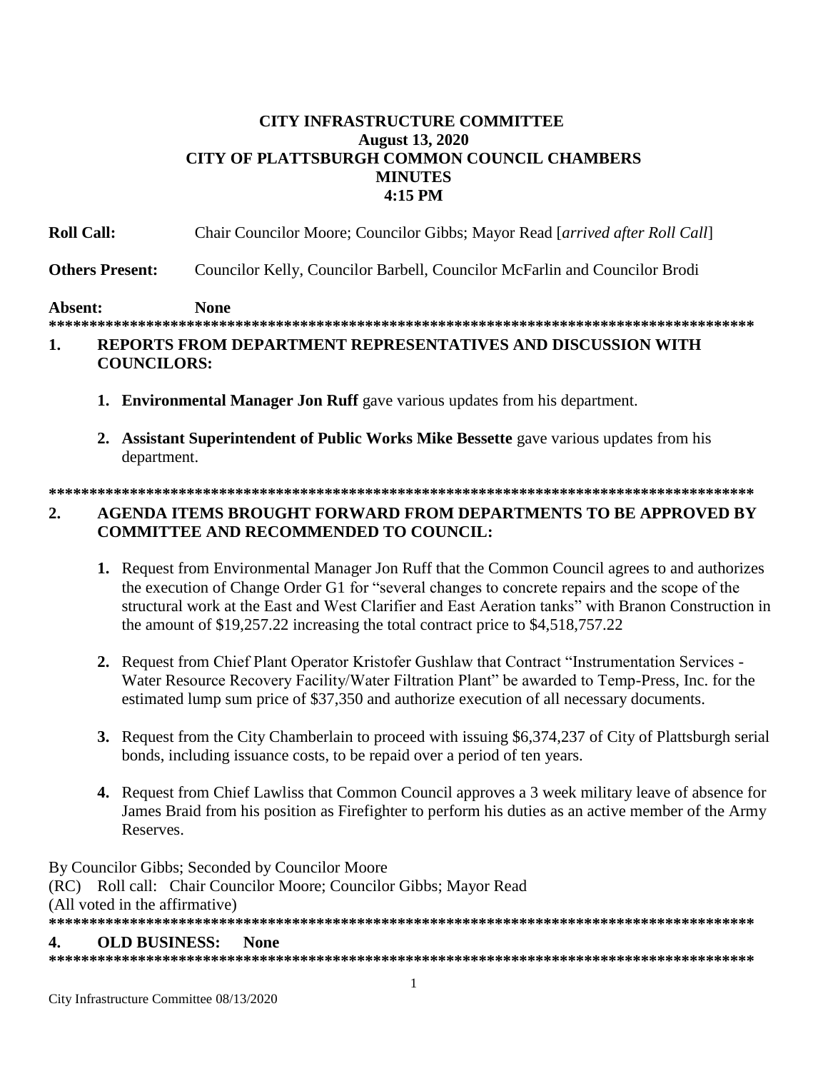# CITY INFRASTRUCTURE COMMITTEE
## August 13, 2020
## CITY OF PLATTSBURGH COMMON COUNCIL CHAMBERS
## MINUTES
## 4:15 PM

**Roll Call:** Chair Councilor Moore; Councilor Gibbs; Mayor Read [*arrived after Roll Call*]

**Others Present:** Councilor Kelly, Councilor Barbell, Councilor McFarlin and Councilor Brodi

**Absent:** **None**

*****************************************************************************************

## 1. REPORTS FROM DEPARTMENT REPRESENTATIVES AND DISCUSSION WITH COUNCILORS:

1. **Environmental Manager Jon Ruff** gave various updates from his department.

2. **Assistant Superintendent of Public Works Mike Bessette** gave various updates from his department.

*****************************************************************************************

## 2. AGENDA ITEMS BROUGHT FORWARD FROM DEPARTMENTS TO BE APPROVED BY COMMITTEE AND RECOMMENDED TO COUNCIL:

1. Request from Environmental Manager Jon Ruff that the Common Council agrees to and authorizes the execution of Change Order G1 for "several changes to concrete repairs and the scope of the structural work at the East and West Clarifier and East Aeration tanks" with Branon Construction in the amount of $19,257.22 increasing the total contract price to $4,518,757.22

2. Request from Chief Plant Operator Kristofer Gushlaw that Contract "Instrumentation Services - Water Resource Recovery Facility/Water Filtration Plant" be awarded to Temp-Press, Inc. for the estimated lump sum price of $37,350 and authorize execution of all necessary documents.

3. Request from the City Chamberlain to proceed with issuing $6,374,237 of City of Plattsburgh serial bonds, including issuance costs, to be repaid over a period of ten years.

4. Request from Chief Lawliss that Common Council approves a 3 week military leave of absence for James Braid from his position as Firefighter to perform his duties as an active member of the Army Reserves.

By Councilor Gibbs; Seconded by Councilor Moore
(RC) Roll call: Chair Councilor Moore; Councilor Gibbs; Mayor Read
(All voted in the affirmative)

*****************************************************************************************

## 4. OLD BUSINESS: None

*****************************************************************************************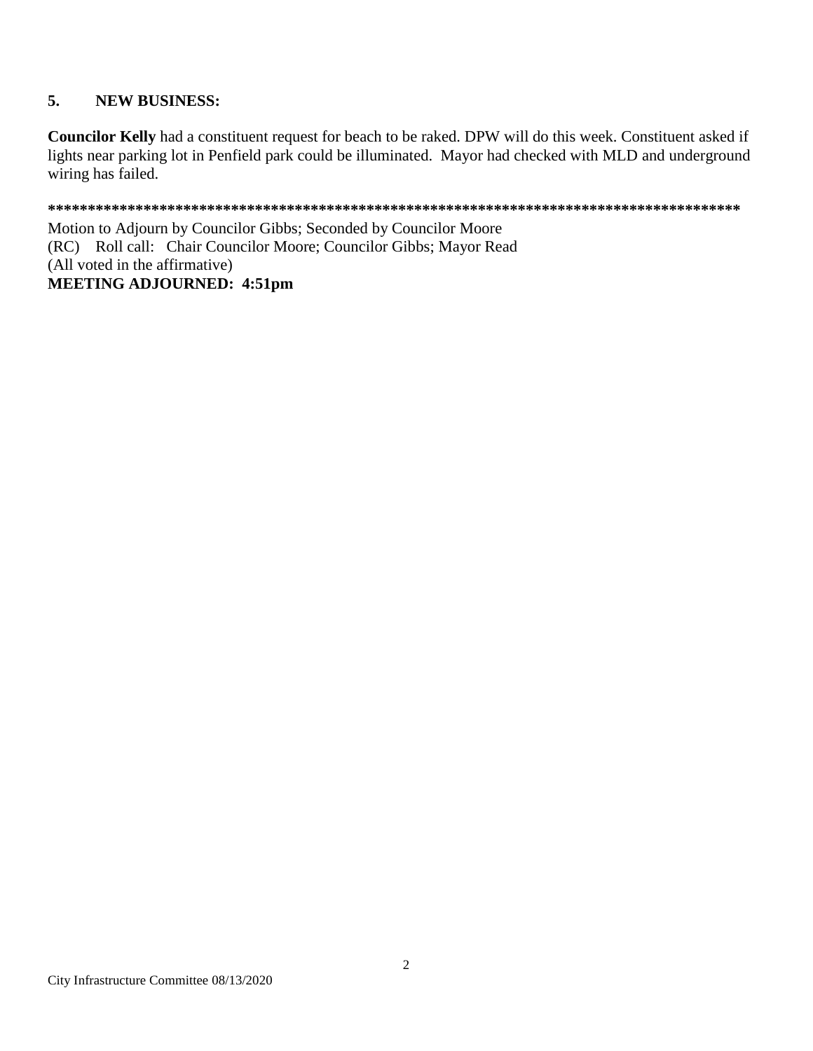## 5. NEW BUSINESS:

**Councilor Kelly** had a constituent request for beach to be raked. DPW will do this week. Constituent asked if lights near parking lot in Penfield park could be illuminated. Mayor had checked with MLD and underground wiring has failed.

**************************************************************************************

Motion to Adjourn by Councilor Gibbs; Seconded by Councilor Moore
(RC) Roll call: Chair Councilor Moore; Councilor Gibbs; Mayor Read
(All voted in the affirmative)
**MEETING ADJOURNED: 4:51pm**